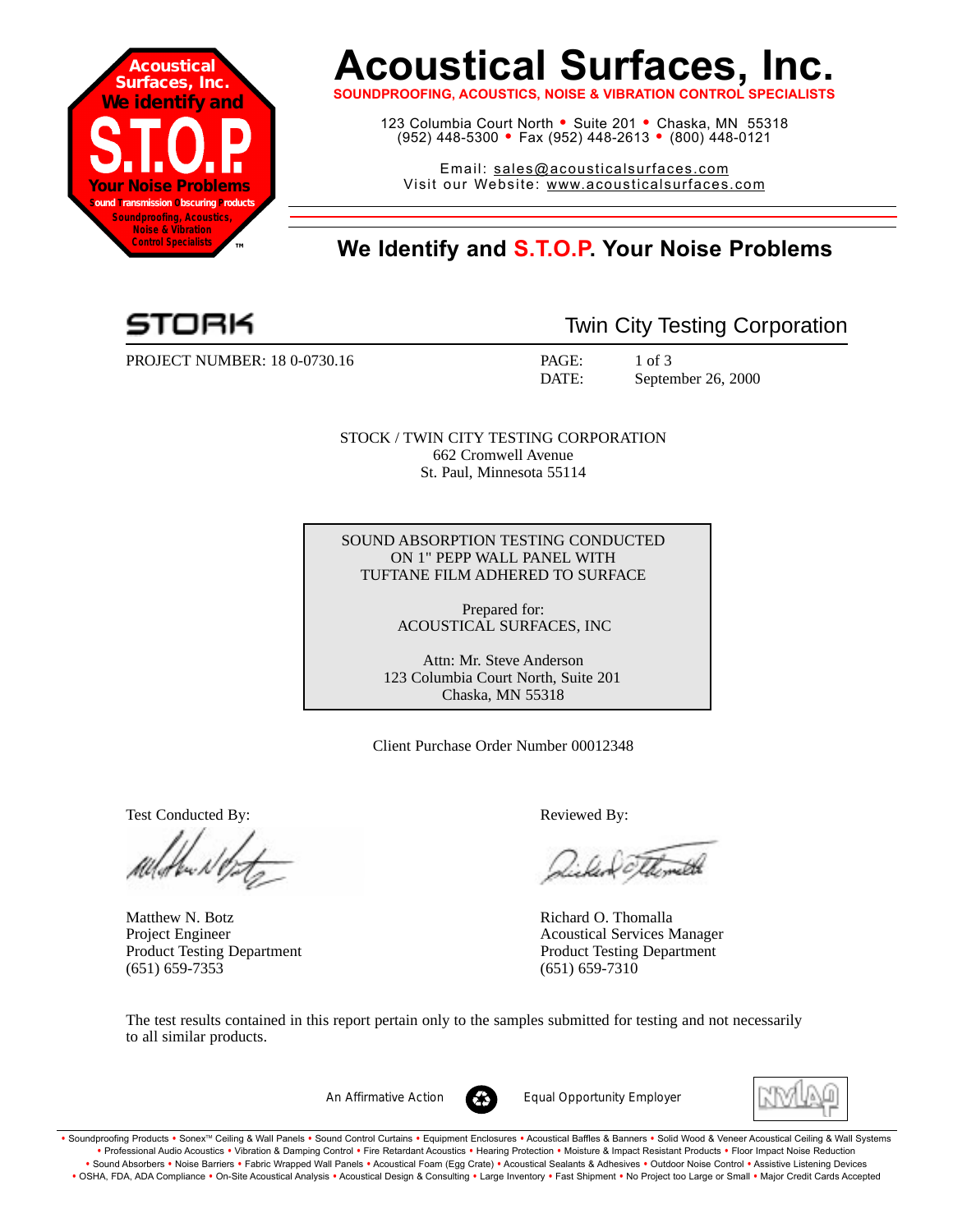# Acoustical Surfaces, Inc.

**SOUNDPROOFING, ACOUSTICS, NOISE & VIBRATION CONTROL SPECIALISTS**

123 Columbia Court North • Suite 201 • Chaska, MN 55318
(952) 448-5300 • Fax (952) 448-2613 • (800) 448-0121

Email: sales@acousticalsurfaces.com
Visit our Website: www.acousticalsurfaces.com

## We Identify and S.T.O.P. Your Noise Problems

STORK — Twin City Testing Corporation

PROJECT NUMBER: 18 0-0730.16

PAGE: 1 of 3
DATE: September 26, 2000

STOCK / TWIN CITY TESTING CORPORATION
662 Cromwell Avenue
St. Paul, Minnesota 55114

SOUND ABSORPTION TESTING CONDUCTED ON 1" PEPP WALL PANEL WITH TUFTANE FILM ADHERED TO SURFACE

Prepared for:
ACOUSTICAL SURFACES, INC

Attn: Mr. Steve Anderson
123 Columbia Court North, Suite 201
Chaska, MN 55318

Client Purchase Order Number 00012348

Test Conducted By:

Matthew N. Botz
Project Engineer
Product Testing Department
(651) 659-7353

Reviewed By:

Richard O. Thomalla
Acoustical Services Manager
Product Testing Department
(651) 659-7310

The test results contained in this report pertain only to the samples submitted for testing and not necessarily to all similar products.

An Affirmative Action Equal Opportunity Employer

• Soundproofing Products • Sonex™ Ceiling & Wall Panels • Sound Control Curtains • Equipment Enclosures • Acoustical Baffles & Banners • Solid Wood & Veneer Acoustical Ceiling & Wall Systems • Professional Audio Acoustics • Vibration & Damping Control • Fire Retardant Acoustics • Hearing Protection • Moisture & Impact Resistant Products • Floor Impact Noise Reduction • Sound Absorbers • Noise Barriers • Fabric Wrapped Wall Panels • Acoustical Foam (Egg Crate) • Acoustical Sealants & Adhesives • Outdoor Noise Control • Assistive Listening Devices • OSHA, FDA, ADA Compliance • On-Site Acoustical Analysis • Acoustical Design & Consulting • Large Inventory • Fast Shipment • No Project too Large or Small • Major Credit Cards Accepted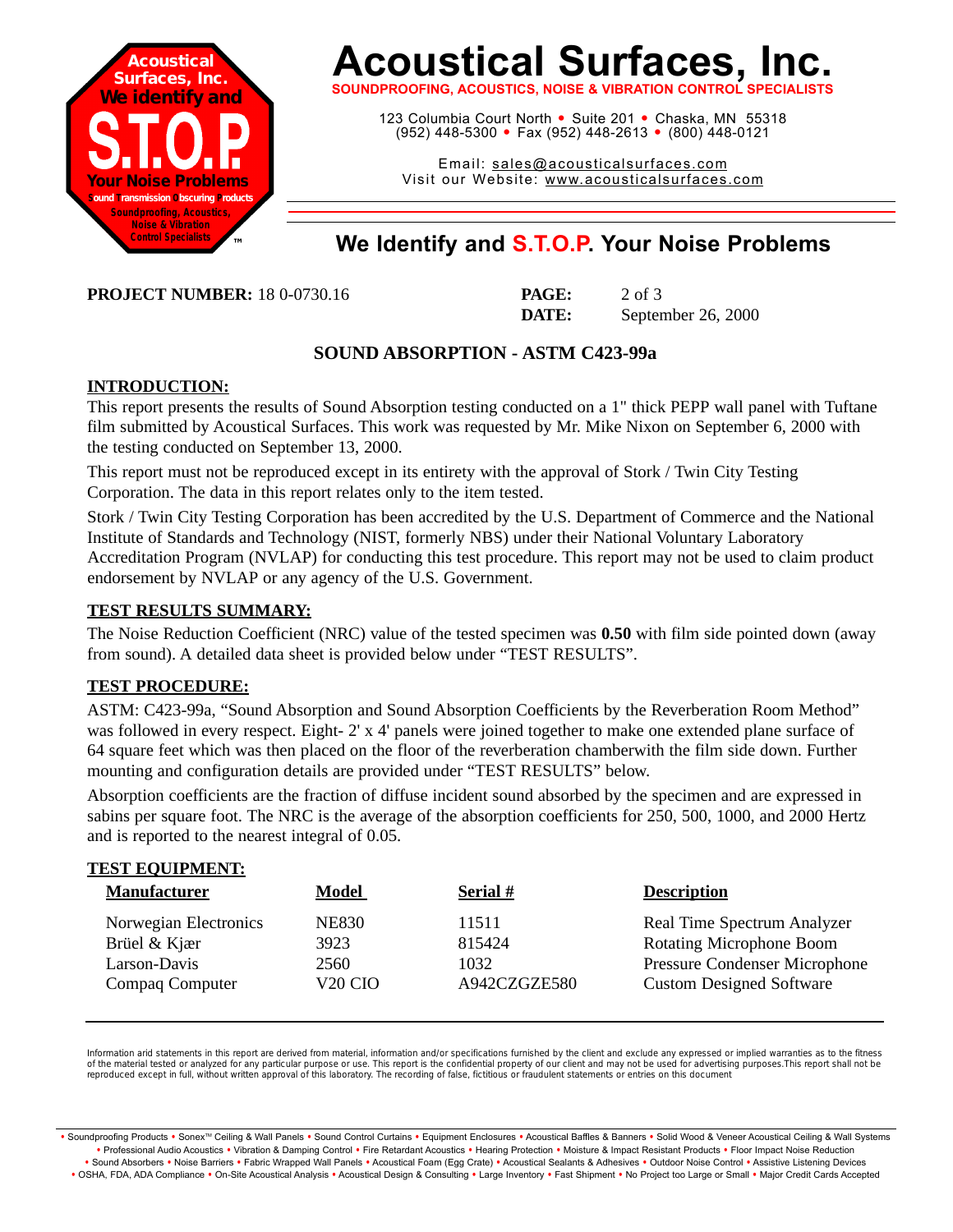# Acoustical Surfaces, Inc.

**SOUNDPROOFING, ACOUSTICS, NOISE & VIBRATION CONTROL SPECIALISTS**

123 Columbia Court North • Suite 201 • Chaska, MN 55318
(952) 448-5300 • Fax (952) 448-2613 • (800) 448-0121

Email: sales@acousticalsurfaces.com
Visit our Website: www.acousticalsurfaces.com

## We Identify and S.T.O.P. Your Noise Problems

**PROJECT NUMBER:** 18 0-0730.16

**DATE:** September 26, 2000

### SOUND ABSORPTION - ASTM C423-99a

**INTRODUCTION:**

This report presents the results of Sound Absorption testing conducted on a 1" thick PEPP wall panel with Tuftane film submitted by Acoustical Surfaces. This work was requested by Mr. Mike Nixon on September 6, 2000 with the testing conducted on September 13, 2000.

This report must not be reproduced except in its entirety with the approval of Stork / Twin City Testing Corporation. The data in this report relates only to the item tested.

Stork / Twin City Testing Corporation has been accredited by the U.S. Department of Commerce and the National Institute of Standards and Technology (NIST, formerly NBS) under their National Voluntary Laboratory Accreditation Program (NVLAP) for conducting this test procedure. This report may not be used to claim product endorsement by NVLAP or any agency of the U.S. Government.

**TEST RESULTS SUMMARY:**

The Noise Reduction Coefficient (NRC) value of the tested specimen was **0.50** with film side pointed down (away from sound). A detailed data sheet is provided below under "TEST RESULTS".

**TEST PROCEDURE:**

ASTM: C423-99a, "Sound Absorption and Sound Absorption Coefficients by the Reverberation Room Method" was followed in every respect. Eight- 2' x 4' panels were joined together to make one extended plane surface of 64 square feet which was then placed on the floor of the reverberation chamberwith the film side down. Further mounting and configuration details are provided under "TEST RESULTS" below.

Absorption coefficients are the fraction of diffuse incident sound absorbed by the specimen and are expressed in sabins per square foot. The NRC is the average of the absorption coefficients for 250, 500, 1000, and 2000 Hertz and is reported to the nearest integral of 0.05.

**TEST EQUIPMENT:**

| Manufacturer | Model | Serial # | Description |
|---|---|---|---|
| Norwegian Electronics | NE830 | 11511 | Real Time Spectrum Analyzer |
| Brüel & Kjær | 3923 | 815424 | Rotating Microphone Boom |
| Larson-Davis | 2560 | 1032 | Pressure Condenser Microphone |
| Compaq Computer | V20 CIO | A942CZGZE580 | Custom Designed Software |

Information arid statements in this report are derived from material, information and/or specifications furnished by the client and exclude any expressed or implied warranties as to the fitness of the material tested or analyzed for any particular purpose or use. This report is the confidential property of our client and may not be used for advertising purposes.This report shall not be reproduced except in full, without written approval of this laboratory. The recording of false, fictitious or fraudulent statements or entries on this document

• Soundproofing Products • Sonex™ Ceiling & Wall Panels • Sound Control Curtains • Equipment Enclosures • Acoustical Baffles & Banners • Solid Wood & Veneer Acoustical Ceiling & Wall Systems • Professional Audio Acoustics • Vibration & Damping Control • Fire Retardant Acoustics • Hearing Protection • Moisture & Impact Resistant Products • Floor Impact Noise Reduction • Sound Absorbers • Noise Barriers • Fabric Wrapped Wall Panels • Acoustical Foam (Egg Crate) • Acoustical Sealants & Adhesives • Outdoor Noise Control • Assistive Listening Devices • OSHA, FDA, ADA Compliance • On-Site Acoustical Analysis • Acoustical Design & Consulting • Large Inventory • Fast Shipment • No Project too Large or Small • Major Credit Cards Accepted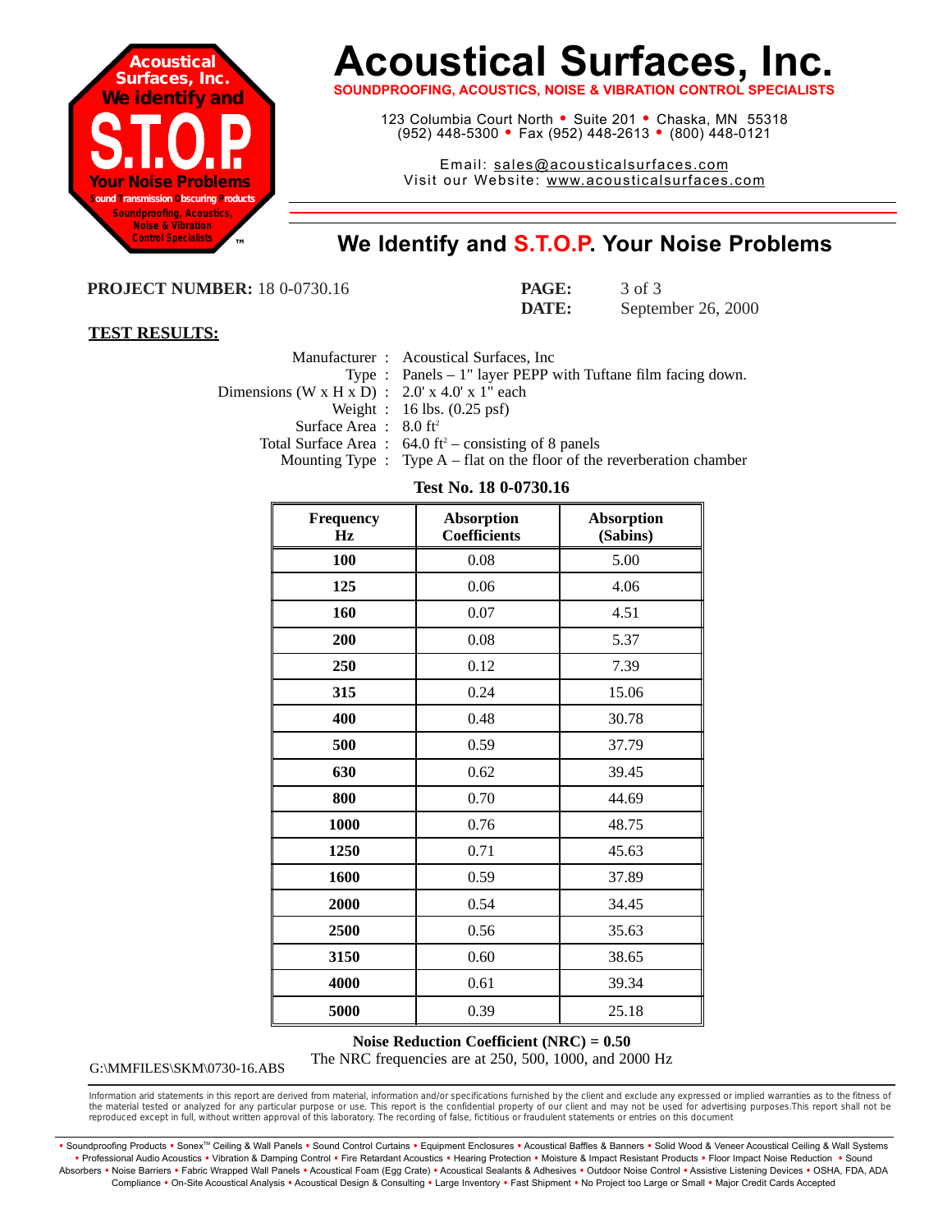# Acoustical Surfaces, Inc.

**SOUNDPROOFING, ACOUSTICS, NOISE & VIBRATION CONTROL SPECIALISTS**

123 Columbia Court North • Suite 201 • Chaska, MN 55318
(952) 448-5300 • Fax (952) 448-2613 • (800) 448-0121

Email: sales@acousticalsurfaces.com
Visit our Website: www.acousticalsurfaces.com

## We Identify and S.T.O.P. Your Noise Problems

**PROJECT NUMBER:** 18 0-0730.16

**PAGE:** 3 of 3
**DATE:** September 26, 2000

**TEST RESULTS:**

Manufacturer : Acoustical Surfaces, Inc
Type : Panels – 1" layer PEPP with Tuftane film facing down.
Dimensions (W x H x D) : 2.0' x 4.0' x 1" each
Weight : 16 lbs. (0.25 psf)
Surface Area : 8.0 $ft^2$
Total Surface Area : 64.0 $ft^2$ – consisting of 8 panels
Mounting Type : Type A – flat on the floor of the reverberation chamber

**Test No. 18 0-0730.16**

| Frequency Hz | Absorption Coefficients | Absorption (Sabins) |
|---|---|---|
| **100** | 0.08 | 5.00 |
| **125** | 0.06 | 4.06 |
| **160** | 0.07 | 4.51 |
| **200** | 0.08 | 5.37 |
| **250** | 0.12 | 7.39 |
| **315** | 0.24 | 15.06 |
| **400** | 0.48 | 30.78 |
| **500** | 0.59 | 37.79 |
| **630** | 0.62 | 39.45 |
| **800** | 0.70 | 44.69 |
| **1000** | 0.76 | 48.75 |
| **1250** | 0.71 | 45.63 |
| **1600** | 0.59 | 37.89 |
| **2000** | 0.54 | 34.45 |
| **2500** | 0.56 | 35.63 |
| **3150** | 0.60 | 38.65 |
| **4000** | 0.61 | 39.34 |
| **5000** | 0.39 | 25.18 |

**Noise Reduction Coefficient (NRC) = 0.50**
The NRC frequencies are at 250, 500, 1000, and 2000 Hz

G:\MMFILES\SKM\0730-16.ABS

Information arid statements in this report are derived from material, information and/or specifications furnished by the client and exclude any expressed or implied warranties as to the fitness of the material tested or analyzed for any particular purpose or use. This report is the confidential property of our client and may not be used for advertising purposes.This report shall not be reproduced except in full, without written approval of this laboratory. The recording of false, fictitious or fraudulent statements or entries on this document

• Soundproofing Products • Sonex™ Ceiling & Wall Panels • Sound Control Curtains • Equipment Enclosures • Acoustical Baffles & Banners • Solid Wood & Veneer Acoustical Ceiling & Wall Systems • Professional Audio Acoustics • Vibration & Damping Control • Fire Retardant Acoustics • Hearing Protection • Moisture & Impact Resistant Products • Floor Impact Noise Reduction • Sound Absorbers • Noise Barriers • Fabric Wrapped Wall Panels • Acoustical Foam (Egg Crate) • Acoustical Sealants & Adhesives • Outdoor Noise Control • Assistive Listening Devices • OSHA, FDA, ADA Compliance • On-Site Acoustical Analysis • Acoustical Design & Consulting • Large Inventory • Fast Shipment • No Project too Large or Small • Major Credit Cards Accepted